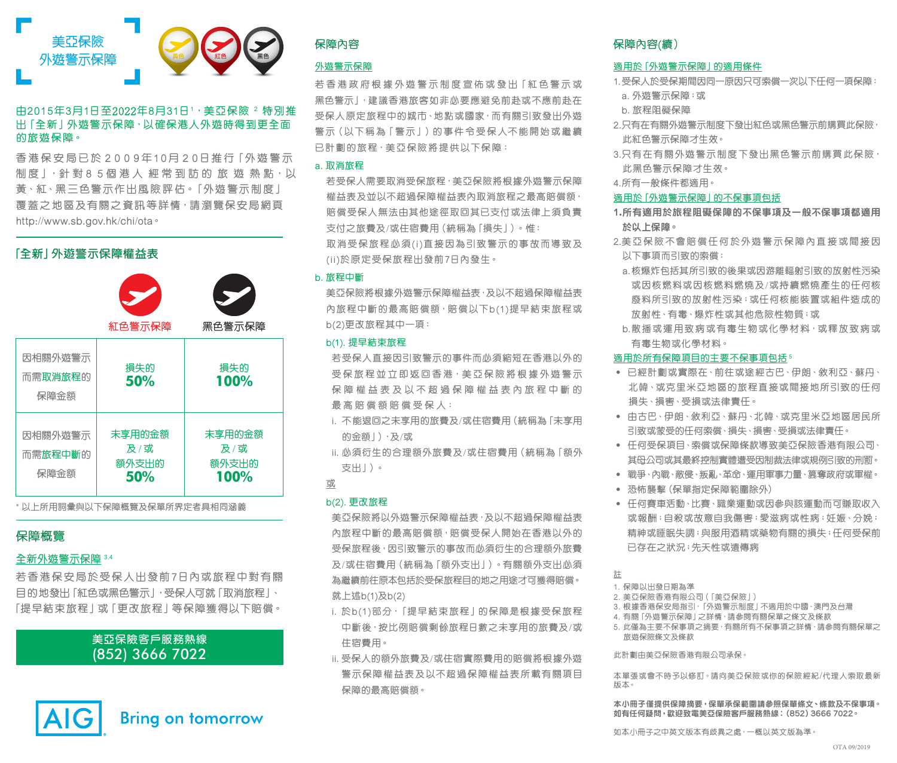# 美亞保險 外遊警示保障

黃色 紅色 黑色

由2015年3月1日至2022年8月31日[1]，美亞保險[2]特別推出「全新」外遊警示保障，以確保港人外遊時得到更全面的旅遊保障。

香港保安局已於2009年10月20日推行「外遊警示制度」，針對85個港人經常到訪的旅遊熱點，以黃、紅、黑三色警示作出風險評估。「外遊警示制度」覆蓋之地區及有關之資訊等詳情，請瀏覽保安局網頁 http://www.sb.gov.hk/chi/ota。

## 「全新」外遊警示保障權益表

| | 紅色警示保障 | 黑色警示保障 |
|---|---|---|
| 因相關外遊警示而需取消旅程的保障金額 | 損失的 **50%** | 損失的 **100%** |
| 因相關外遊警示而需旅程中斷的保障金額 | 未享用的金額 及 / 或 額外支出的 **50%** | 未享用的金額 及 / 或 額外支出的 **100%** |

* 以上所用詞彙與以下保障概覽及保單所界定者具相同涵義

## 保障概覽

### 全新外遊警示保障[3,4]

若香港保安局於受保人出發前7日內或旅程中對有關目的地發出「紅色或黑色警示」，受保人可就「取消旅程」、「提早結束旅程」或「更改旅程」等保障獲得以下賠償。

**美亞保險客戶服務熱線**
**(852) 3666 7022**

AIG Bring on tomorrow

## 保障內容

### 外遊警示保障

若香港政府根據外遊警示制度宣佈或發出「紅色警示或黑色警示」，建議香港旅客如非必要應避免前赴或不應前赴在受保人原定旅程中的城市、地點或國家，而有關引致發出外遊警示（以下稱為「警示」）的事件令受保人不能開始或繼續已計劃的旅程，美亞保險將提供以下保障：

a. 取消旅程

若受保人需要取消受保旅程，美亞保險將根據外遊警示保障權益表並以不超過保障權益表內取消旅程之最高賠償額，賠償受保人無法由其他途徑取回其已支付或法律上須負責支付之旅費及/或住宿費用（統稱為「損失」）。惟：取消受保旅程必須(i)直接因為引致警示的事故而導致及(ii)於原定受保旅程出發前7日內發生。

b. 旅程中斷

美亞保險將根據外遊警示保障權益表，及以不超過保障權益表內旅程中斷的最高賠償額，賠償以下b(1)提早結束旅程或b(2)更改旅程其中一項：

b(1). 提早結束旅程

若受保人直接因引致警示的事件而必須縮短在香港以外的受保旅程並立即返回香港，美亞保險將根據外遊警示保障權益表及以不超過保障權益表內旅程中斷的最高賠償額賠償受保人：

i. 不能退回之未享用的旅費及/或住宿費用（統稱為「未享用的金額」），及/或

ii. 必須衍生的合理額外旅費及/或住宿費用（統稱為「額外支出」）。

或

b(2). 更改旅程

美亞保險將以外遊警示保障權益表，及以不超過保障權益表內旅程中斷的最高賠償額，賠償受保人開始在香港以外的受保旅程後，因引致警示的事故而必須衍生的合理額外旅費及/或住宿費用（統稱為「額外支出」）。有關額外支出必須為繼續前往原本包括於受保旅程目的地之用途才可獲得賠償。

就上述b(1)及b(2)

i. 於b(1)部分，「提早結束旅程」的保障是根據受保旅程中斷後，按比例賠償剩餘旅程日數之未享用的旅費及/或住宿費用。

ii. 受保人的額外旅費及/或住宿實際費用的賠償將根據外遊警示保障權益表及以不超過保障權益表所載有關項目保障的最高賠償額。

## 保障內容(續)

### 適用於「外遊警示保障」的適用條件

1. 受保人於受保期間因同一原因只可索償一次以下任何一項保障：
   a. 外遊警示保障；或
   b. 旅程阻礙保障
2. 只有在有關外遊警示制度下發出紅色或黑色警示前購買此保險，此紅色警示保障才生效。
3. 只有在有關外遊警示制度下發出黑色警示前購買此保險，此黑色警示保障才生效。
4. 所有一般條件都適用。

### 適用於「外遊警示保障」的不保事項包括

1. **所有適用於旅程阻礙保障的不保事項及一般不保事項都適用於以上保障。**
2. 美亞保險不會賠償任何於外遊警示保障內直接或間接因以下事項而引致的索償：
   a. 核爆炸包括其所引致的後果或因游離輻射引致的放射性污染或因核燃料或因核燃料燃燒及/或持續燃燒產生的任何核廢料所引致的放射性污染；或任何核能裝置或組件造成的放射性、有毒、爆炸性或其他危險性物質；或
   b. 散播或運用致病或有毒生物或化學材料，或釋放致病或有毒生物或化學材料。

### 適用於所有保障項目的主要不保事項包括[5]

- 已經計劃或實際在、前往或途經古巴、伊朗、敘利亞、蘇丹、北韓、或克里米亞地區的旅程直接或間接地所引致的任何損失、損害、受損或法律責任。
- 由古巴、伊朗、敘利亞、蘇丹、北韓、或克里米亞地區居民所引致或蒙受的任何索償、損失、損害、受損或法律責任。
- 任何受保項目、索償或保障條款將導致美亞保險香港有限公司、其母公司或其最終控制實體遭受因制裁法律或規例引致的刑罰。
- 戰爭、內戰、敵侵、叛亂、革命、運用軍事力量、篡奪政府或軍權。
- 恐怖襲擊（保單指定保障範圍除外）
- 任何賽車活動、比賽、職業運動或因參與該運動而可賺取收入或報酬；自殺或故意自我傷害；愛滋病或性病；妊娠、分娩；精神或睡眠失調；與服用酒精或藥物有關的損失；任何受保前已存在之狀況；先天性或遺傳病

註

1. 保障以出發日期為準
2. 美亞保險香港有限公司（「美亞保險」）
3. 根據香港保安局指引，「外遊警示制度」不適用於中國、澳門及台灣
4. 有關「外遊警示保障」之詳情，請參閱有關保單之條文及條款
5. 此僅為主要不保事項之摘要，有關所有不保事項之詳情，請參閱有關保單之旅遊保險條文及條款

此計劃由美亞保險香港有限公司承保。

本單張或會不時予以修訂。請向美亞保險或你的保險經紀/代理人索取最新版本。

**本小冊子僅提供保障摘要，保單承保範圍請參照保單條文、條款及不保事項。如有任何疑問，歡迎致電美亞保險客戶服務熱線：(852) 3666 7022。**

如本小冊子之中英文版本有歧異之處，一概以英文版為準。

OTA 09/2019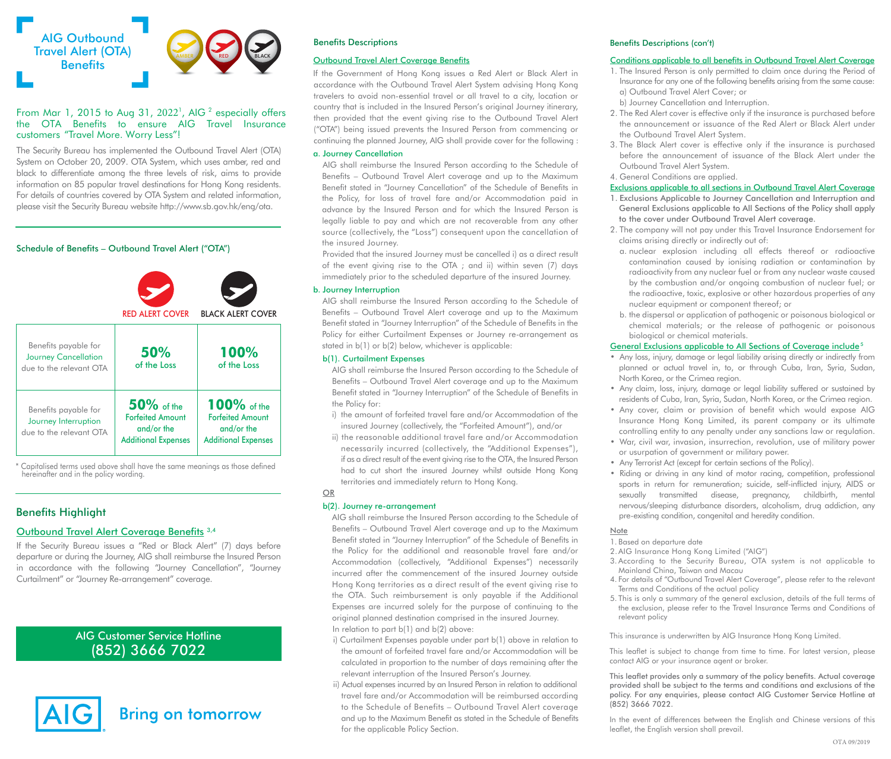# AIG Outbound Travel Alert (OTA) Benefits

AMBER RED BLACK

From Mar 1, 2015 to Aug 31, 2022[1], AIG [2] especially offers the OTA Benefits to ensure AIG Travel Insurance customers "Travel More. Worry Less"!

The Security Bureau has implemented the Outbound Travel Alert (OTA) System on October 20, 2009. OTA System, which uses amber, red and black to differentiate among the three levels of risk, aims to provide information on 85 popular travel destinations for Hong Kong residents. For details of countries covered by OTA System and related information, please visit the Security Bureau website http://www.sb.gov.hk/eng/ota.

## Schedule of Benefits – Outbound Travel Alert ("OTA")

| | RED ALERT COVER | BLACK ALERT COVER |
|---|---|---|
| Benefits payable for Journey Cancellation due to the relevant OTA | **50%** of the Loss | **100%** of the Loss |
| Benefits payable for Journey Interruption due to the relevant OTA | **50%** of the Forfeited Amount and/or the Additional Expenses | **100%** of the Forfeited Amount and/or the Additional Expenses |

\* Capitalised terms used above shall have the same meanings as those defined hereinafter and in the policy wording.

## Benefits Highlight

### Outbound Travel Alert Coverage Benefits [3,4]

If the Security Bureau issues a "Red or Black Alert" (7) days before departure or during the Journey, AIG shall reimburse the Insured Person in accordance with the following "Journey Cancellation", "Journey Curtailment" or "Journey Re-arrangement" coverage.

AIG Customer Service Hotline
(852) 3666 7022

AIG Bring on tomorrow

## Benefits Descriptions

### Outbound Travel Alert Coverage Benefits

If the Government of Hong Kong issues a Red Alert or Black Alert in accordance with the Outbound Travel Alert System advising Hong Kong travelers to avoid non-essential travel or all travel to a city, location or country that is included in the Insured Person's original Journey itinerary, then provided that the event giving rise to the Outbound Travel Alert ("OTA") being issued prevents the Insured Person from commencing or continuing the planned Journey, AIG shall provide cover for the following :

**a. Journey Cancellation**

AIG shall reimburse the Insured Person according to the Schedule of Benefits – Outbound Travel Alert coverage and up to the Maximum Benefit stated in "Journey Cancellation" of the Schedule of Benefits in the Policy, for loss of travel fare and/or Accommodation paid in advance by the Insured Person and for which the Insured Person is legally liable to pay and which are not recoverable from any other source (collectively, the "Loss") consequent upon the cancellation of the insured Journey.

Provided that the insured Journey must be cancelled i) as a direct result of the event giving rise to the OTA ; and ii) within seven (7) days immediately prior to the scheduled departure of the insured Journey.

**b. Journey Interruption**

AIG shall reimburse the Insured Person according to the Schedule of Benefits – Outbound Travel Alert coverage and up to the Maximum Benefit stated in "Journey Interruption" of the Schedule of Benefits in the Policy for either Curtailment Expenses or Journey re-arrangement as stated in b(1) or b(2) below, whichever is applicable:

**b(1). Curtailment Expenses**

AIG shall reimburse the Insured Person according to the Schedule of Benefits – Outbound Travel Alert coverage and up to the Maximum Benefit stated in "Journey Interruption" of the Schedule of Benefits in the Policy for:

i) the amount of forfeited travel fare and/or Accommodation of the insured Journey (collectively, the "Forfeited Amount"), and/or

ii) the reasonable additional travel fare and/or Accommodation necessarily incurred (collectively, the "Additional Expenses"), if as a direct result of the event giving rise to the OTA, the Insured Person had to cut short the insured Journey whilst outside Hong Kong territories and immediately return to Hong Kong.

OR

**b(2). Journey re-arrangement**

AIG shall reimburse the Insured Person according to the Schedule of Benefits – Outbound Travel Alert coverage and up to the Maximum Benefit stated in "Journey Interruption" of the Schedule of Benefits in the Policy for the additional and reasonable travel fare and/or Accommodation (collectively, "Additional Expenses") necessarily incurred after the commencement of the insured Journey outside Hong Kong territories as a direct result of the event giving rise to the OTA. Such reimbursement is only payable if the Additional Expenses are incurred solely for the purpose of continuing to the original planned destination comprised in the insured Journey.

In relation to part b(1) and b(2) above:

i) Curtailment Expenses payable under part b(1) above in relation to the amount of forfeited travel fare and/or Accommodation will be calculated in proportion to the number of days remaining after the relevant interruption of the Insured Person's Journey.

ii) Actual expenses incurred by an Insured Person in relation to additional travel fare and/or Accommodation will be reimbursed according to the Schedule of Benefits – Outbound Travel Alert coverage and up to the Maximum Benefit as stated in the Schedule of Benefits for the applicable Policy Section.

## Benefits Descriptions (con't)

### Conditions applicable to all benefits in Outbound Travel Alert Coverage

1. The Insured Person is only permitted to claim once during the Period of Insurance for any one of the following benefits arising from the same cause:
   a) Outbound Travel Alert Cover; or
   b) Journey Cancellation and Interruption.
2. The Red Alert cover is effective only if the insurance is purchased before the announcement or issuance of the Red Alert or Black Alert under the Outbound Travel Alert System.
3. The Black Alert cover is effective only if the insurance is purchased before the announcement of issuance of the Black Alert under the Outbound Travel Alert System.
4. General Conditions are applied.

### Exclusions applicable to all sections in Outbound Travel Alert Coverage

1. **Exclusions Applicable to Journey Cancellation and Interruption and General Exclusions applicable to All Sections of the Policy shall apply to the cover under Outbound Travel Alert coverage.**
2. The company will not pay under this Travel Insurance Endorsement for claims arising directly or indirectly out of:
   a. nuclear explosion including all effects thereof or radioactive contamination caused by ionising radiation or contamination by radioactivity from any nuclear fuel or from any nuclear waste caused by the combustion and/or ongoing combustion of nuclear fuel; or the radioactive, toxic, explosive or other hazardous properties of any nuclear equipment or component thereof; or
   b. the dispersal or application of pathogenic or poisonous biological or chemical materials; or the release of pathogenic or poisonous biological or chemical materials.

### General Exclusions applicable to All Sections of Coverage include [5]

- Any loss, injury, damage or legal liability arising directly or indirectly from planned or actual travel in, to, or through Cuba, Iran, Syria, Sudan, North Korea, or the Crimea region.
- Any claim, loss, injury, damage or legal liability suffered or sustained by residents of Cuba, Iran, Syria, Sudan, North Korea, or the Crimea region.
- Any cover, claim or provision of benefit which would expose AIG Insurance Hong Kong Limited, its parent company or its ultimate controlling entity to any penalty under any sanctions law or regulation.
- War, civil war, invasion, insurrection, revolution, use of military power or usurpation of government or military power.
- Any Terrorist Act (except for certain sections of the Policy).
- Riding or driving in any kind of motor racing, competition, professional sports in return for remuneration; suicide, self-inflicted injury, AIDS or sexually transmitted disease, pregnancy, childbirth, mental nervous/sleeping disturbance disorders, alcoholism, drug addiction, any pre-existing condition, congenital and heredity condition.

### Note

1. Based on departure date
2. AIG Insurance Hong Kong Limited ("AIG")
3. According to the Security Bureau, OTA system is not applicable to Mainland China, Taiwan and Macau
4. For details of "Outbound Travel Alert Coverage", please refer to the relevant Terms and Conditions of the actual policy
5. This is only a summary of the general exclusion, details of the full terms of the exclusion, please refer to the Travel Insurance Terms and Conditions of relevant policy

This insurance is underwritten by AIG Insurance Hong Kong Limited.

This leaflet is subject to change from time to time. For latest version, please contact AIG or your insurance agent or broker.

**This leaflet provides only a summary of the policy benefits. Actual coverage provided shall be subject to the terms and conditions and exclusions of the policy. For any enquiries, please contact AIG Customer Service Hotline at (852) 3666 7022.**

In the event of differences between the English and Chinese versions of this leaflet, the English version shall prevail.

OTA 09/2019